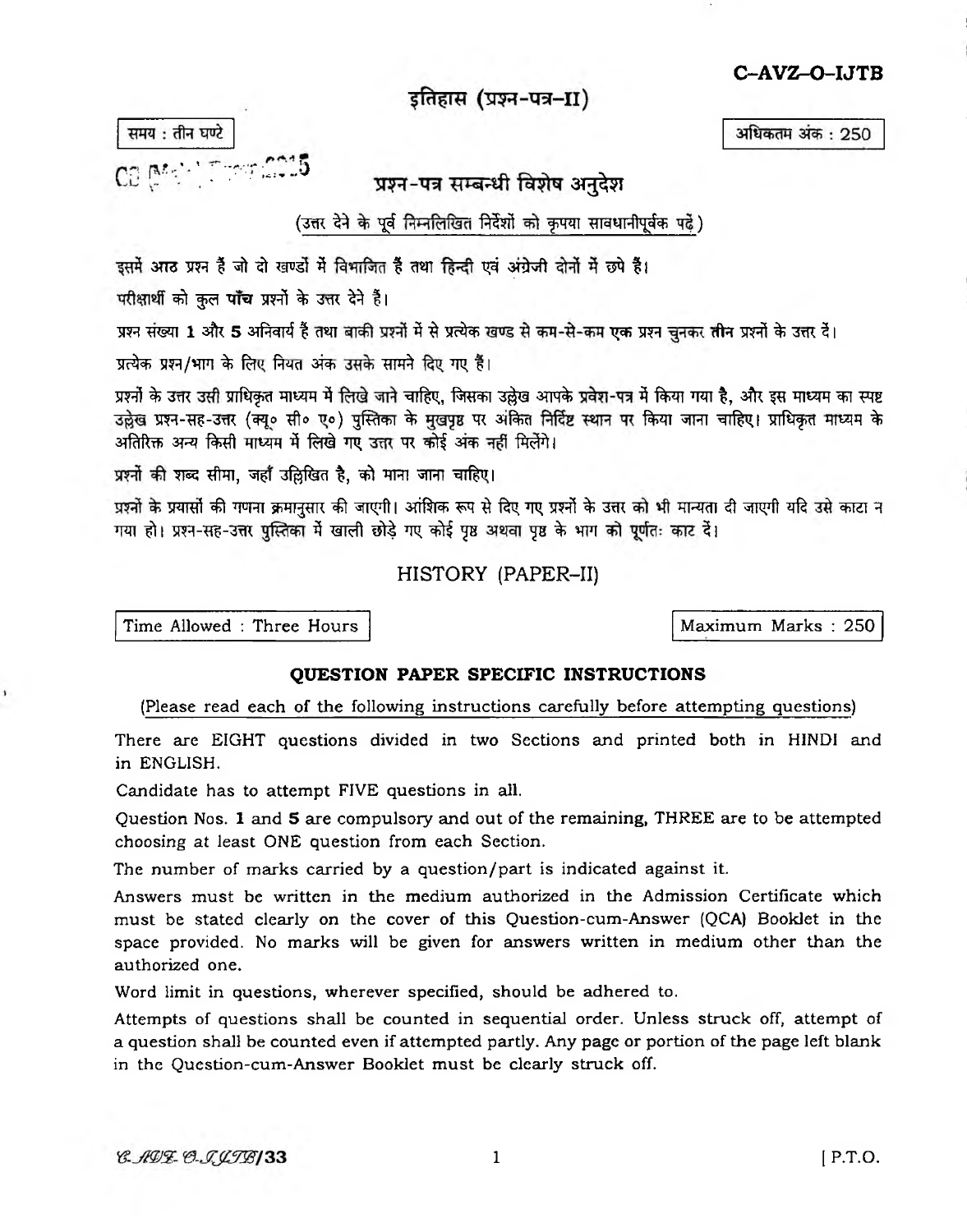**C–AVZ–O–IJTB**

# इतिहास (प्रश्न-पत्र–II)

समय : तीन घण्टे

अधिकतम अंक : 250

## प्रश्न-पत्र सम्बन्धी विशेष अनुदेश

(उत्तर देने के पूर्व निम्नलिखित निर्देशों को कृपया सावधानीपूर्वक पढ़ें)

इसमें आठ प्रश्न हैं जो दो खण्डों में विभाजित हैं तथा हिन्दी एवं अंग्रेजी दोनों में छपे हैं।

परीक्षार्थी को कुल **पाँच** प्रश्नों के उत्तर देने हैं।

प्रश्न संख्या **1** और **5** अनिवार्य हैं तथा बाकी प्रश्नों में से प्रत्येक खण्ड से कम-से-कम **एक** प्रश्न चुनकर **तीन** प्रश्नों के उत्तर दें।

प्रत्येक प्रश्न/भाग के लिए नियत अंक उसके सामने दिए गए हैं।

प्रश्नों के उत्तर उसी प्राधिकृत माध्यम में लिखे जाने चाहिए, जिसका उल्लेख आपके प्रवेश-पत्र में किया गया है, और इस माध्यम का स्पष्ट उल्लेख प्रश्न-सह-उत्तर (क्यू० सी० ए०) पुस्तिका के मुखपृष्ठ पर अंकित निर्दिष्ट स्थान पर किया जाना चाहिए। प्राधिकृत माध्यम के अतिरिक्त अन्य किसी माध्यम में लिखे गए उत्तर पर कोई अंक नहीं मिलेंगे।

प्रश्नों की शब्द सीमा, जहाँ उल्लिखित है, को माना जाना चाहिए।

प्रश्नों के प्रयासों की गणना क्रमानुसार की जाएगी। आंशिक रूप से दिए गए प्रश्नों के उत्तर को भी मान्यता दी जाएगी यदि उसे काटा न गया हो। प्रश्न-सह-उत्तर पुस्तिका में खाली छोड़े गए कोई पृष्ठ अथवा पृष्ठ के भाग को पूर्णतः काट दें।

# HISTORY (PAPER–II)

Time Allowed : Three Hours

Maximum Marks : 250

## QUESTION PAPER SPECIFIC INSTRUCTIONS

(Please read each of the following instructions carefully before attempting questions)

There are EIGHT questions divided in two Sections and printed both in HINDI and in ENGLISH.

Candidate has to attempt FIVE questions in all.

Question Nos. **1** and **5** are compulsory and out of the remaining, THREE are to be attempted choosing at least ONE question from each Section.

The number of marks carried by a question/part is indicated against it.

Answers must be written in the medium authorized in the Admission Certificate which must be stated clearly on the cover of this Question-cum-Answer (QCA) Booklet in the space provided. No marks will be given for answers written in medium other than the authorized one.

Word limit in questions, wherever specified, should be adhered to.

Attempts of questions shall be counted in sequential order. Unless struck off, attempt of a question shall be counted even if attempted partly. Any page or portion of the page left blank in the Question-cum-Answer Booklet must be clearly struck off.

C-AVZ-O-IJTB/33

[ P.T.O.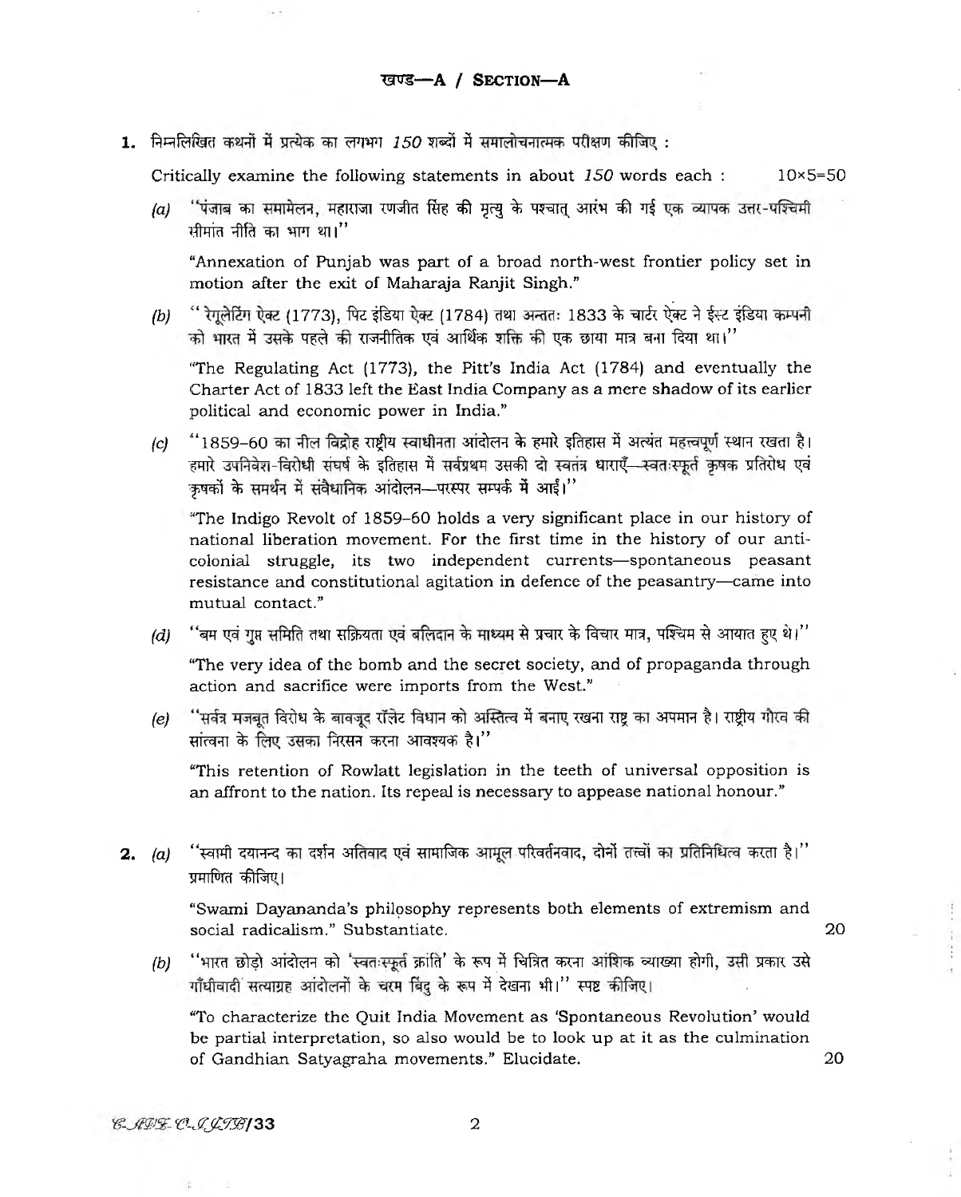## खण्ड—A / SECTION—A

**1.** निम्नलिखित कथनों में प्रत्येक का लगभग *150* शब्दों में समालोचनात्मक परीक्षण कीजिए :

Critically examine the following statements in about *150* words each : 10×5=50

*(a)* "पंजाब का समामेलन, महाराजा रणजीत सिंह की मृत्यु के पश्चात् आरंभ की गई एक व्यापक उत्तर-पश्चिमी सीमांत नीति का भाग था।"

"Annexation of Punjab was part of a broad north-west frontier policy set in motion after the exit of Maharaja Ranjit Singh."

*(b)* "रेगुलेटिंग ऐक्ट (1773), पिट इंडिया ऐक्ट (1784) तथा अन्ततः 1833 के चार्टर ऐक्ट ने ईस्ट इंडिया कम्पनी को भारत में उसके पहले की राजनीतिक एवं आर्थिक शक्ति की एक छाया मात्र बना दिया था।"

"The Regulating Act (1773), the Pitt's India Act (1784) and eventually the Charter Act of 1833 left the East India Company as a mere shadow of its earlier political and economic power in India."

*(c)* "1859–60 का नील विद्रोह राष्ट्रीय स्वाधीनता आंदोलन के हमारे इतिहास में अत्यंत महत्त्वपूर्ण स्थान रखता है। हमारे उपनिवेश-विरोधी संघर्ष के इतिहास में सर्वप्रथम उसकी दो स्वतंत्र धाराएँ—स्वतःस्फूर्त कृषक प्रतिरोध एवं कृषकों के समर्थन में संवैधानिक आंदोलन—परस्पर सम्पर्क में आईं।"

"The Indigo Revolt of 1859–60 holds a very significant place in our history of national liberation movement. For the first time in the history of our anti-colonial struggle, its two independent currents—spontaneous peasant resistance and constitutional agitation in defence of the peasantry—came into mutual contact."

*(d)* "बम एवं गुप्त समिति तथा सक्रियता एवं बलिदान के माध्यम से प्रचार के विचार मात्र, पश्चिम से आयात हुए थे।"

"The very idea of the bomb and the secret society, and of propaganda through action and sacrifice were imports from the West."

*(e)* "सर्वत्र मजबूत विरोध के बावजूद रॉलेट विधान को अस्तित्व में बनाए रखना राष्ट्र का अपमान है। राष्ट्रीय गौरव की सांत्वना के लिए उसका निरसन करना आवश्यक है।"

"This retention of Rowlatt legislation in the teeth of universal opposition is an affront to the nation. Its repeal is necessary to appease national honour."

**2.** *(a)* "स्वामी दयानन्द का दर्शन अतिवाद एवं सामाजिक आमूल परिवर्तनवाद, दोनों तत्त्वों का प्रतिनिधित्व करता है।" प्रमाणित कीजिए।

"Swami Dayananda's philosophy represents both elements of extremism and social radicalism." Substantiate. 20

*(b)* "भारत छोड़ो आंदोलन को 'स्वतःस्फूर्त क्रांति' के रूप में चित्रित करना आंशिक व्याख्या होगी, उसी प्रकार उसे गाँधीवादी सत्याग्रह आंदोलनों के चरम बिंदु के रूप में देखना भी।" स्पष्ट कीजिए।

"To characterize the Quit India Movement as 'Spontaneous Revolution' would be partial interpretation, so also would be to look up at it as the culmination of Gandhian Satyagraha movements." Elucidate. 20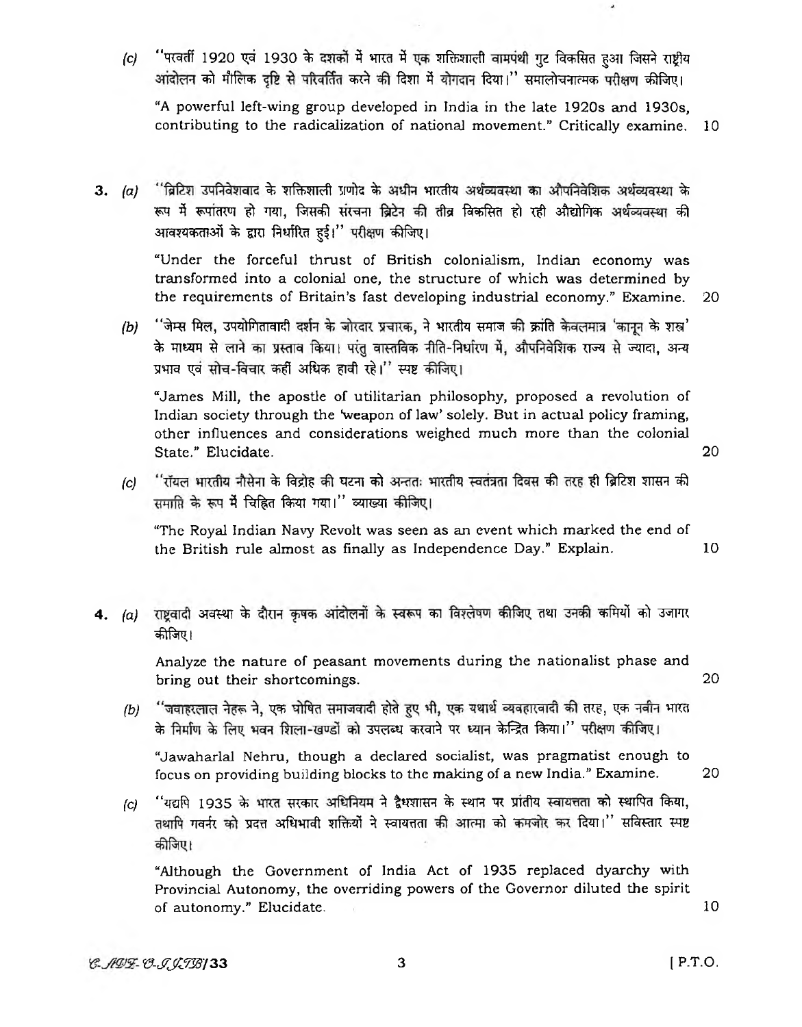(c) "परवर्ती 1920 एवं 1930 के दशकों में भारत में एक शक्तिशाली वामपंथी गुट विकसित हुआ जिसने राष्ट्रीय आंदोलन को मौलिक दृष्टि से परिवर्तित करने की दिशा में योगदान दिया।" समालोचनात्मक परीक्षण कीजिए।

"A powerful left-wing group developed in India in the late 1920s and 1930s, contributing to the radicalization of national movement." Critically examine. 10

**3.** (a) "ब्रिटिश उपनिवेशवाद के शक्तिशाली प्रणोद के अधीन भारतीय अर्थव्यवस्था का औपनिवेशिक अर्थव्यवस्था के रूप में रूपांतरण हो गया, जिसकी संरचना ब्रिटेन की तीव्र विकसित हो रही औद्योगिक अर्थव्यवस्था की आवश्यकताओं के द्वारा निर्धारित हुई।" परीक्षण कीजिए।

"Under the forceful thrust of British colonialism, Indian economy was transformed into a colonial one, the structure of which was determined by the requirements of Britain's fast developing industrial economy." Examine. 20

(b) "जेम्स मिल, उपयोगितावादी दर्शन के जोरदार प्रचारक, ने भारतीय समाज की क्रांति केवलमात्र 'कानून के शस्त्र' के माध्यम से लाने का प्रस्ताव किया। परंतु वास्तविक नीति-निर्धारण में, औपनिवेशिक राज्य से ज्यादा, अन्य प्रभाव एवं सोच-विचार कहीं अधिक हावी रहे।" स्पष्ट कीजिए।

"James Mill, the apostle of utilitarian philosophy, proposed a revolution of Indian society through the 'weapon of law' solely. But in actual policy framing, other influences and considerations weighed much more than the colonial State." Elucidate. 20

(c) "रॉयल भारतीय नौसेना के विद्रोह की घटना को अन्ततः भारतीय स्वतंत्रता दिवस की तरह ही ब्रिटिश शासन की समाप्ति के रूप में चिह्नित किया गया।" व्याख्या कीजिए।

"The Royal Indian Navy Revolt was seen as an event which marked the end of the British rule almost as finally as Independence Day." Explain. 10

**4.** (a) राष्ट्रवादी अवस्था के दौरान कृषक आंदोलनों के स्वरूप का विश्लेषण कीजिए तथा उनकी कमियों को उजागर कीजिए।

Analyze the nature of peasant movements during the nationalist phase and bring out their shortcomings. 20

(b) "जवाहरलाल नेहरू ने, एक घोषित समाजवादी होते हुए भी, एक यथार्थ व्यवहारवादी की तरह, एक नवीन भारत के निर्माण के लिए भवन शिला-खण्डों को उपलब्ध करवाने पर ध्यान केन्द्रित किया।" परीक्षण कीजिए।

"Jawaharlal Nehru, though a declared socialist, was pragmatist enough to focus on providing building blocks to the making of a new India." Examine. 20

(c) "यद्यपि 1935 के भारत सरकार अधिनियम ने द्वैधशासन के स्थान पर प्रांतीय स्वायत्तता को स्थापित किया, तथापि गवर्नर को प्रदत्त अधिभावी शक्तियों ने स्वायत्तता की आत्मा को कमजोर कर दिया।" सविस्तार स्पष्ट कीजिए।

"Although the Government of India Act of 1935 replaced dyarchy with Provincial Autonomy, the overriding powers of the Governor diluted the spirit of autonomy." Elucidate. 10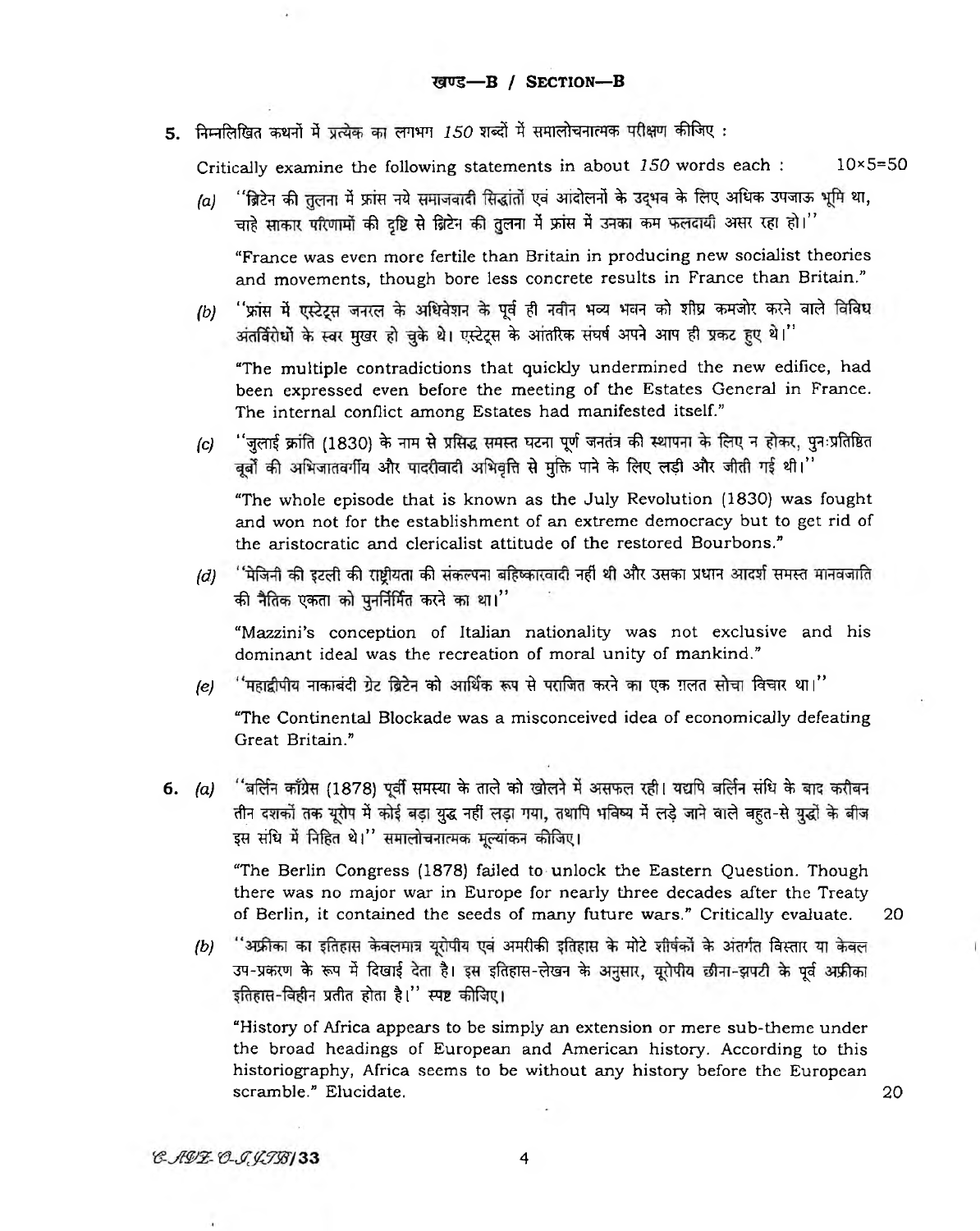## खण्ड—B / SECTION—B

**5.** निम्नलिखित कथनों में प्रत्येक का लगभग *150* शब्दों में समालोचनात्मक परीक्षण कीजिए :

Critically examine the following statements in about *150* words each : 10×5=50

*(a)* ''ब्रिटेन की तुलना में फ्रांस नये समाजवादी सिद्धांतों एवं आंदोलनों के उद्भव के लिए अधिक उपजाऊ भूमि था, चाहे साकार परिणामों की दृष्टि से ब्रिटेन की तुलना में फ्रांस में उनका कम फलदायी असर रहा हो।''

"France was even more fertile than Britain in producing new socialist theories and movements, though bore less concrete results in France than Britain."

*(b)* ''फ्रांस में एस्टेट्स जनरल के अधिवेशन के पूर्व ही नवीन भव्य भवन को शीघ्र कमजोर करने वाले विविध अंतर्विरोधों के स्वर मुखर हो चुके थे। एस्टेट्स के आंतरिक संघर्ष अपने आप ही प्रकट हुए थे।''

"The multiple contradictions that quickly undermined the new edifice, had been expressed even before the meeting of the Estates General in France. The internal conflict among Estates had manifested itself."

*(c)* ''जुलाई क्रांति (1830) के नाम से प्रसिद्ध समस्त घटना पूर्ण जनतंत्र की स्थापना के लिए न होकर, पुनःप्रतिष्ठित बूर्बों की अभिजातवर्गीय और पादरीवादी अभिवृत्ति से मुक्ति पाने के लिए लड़ी और जीती गई थी।''

"The whole episode that is known as the July Revolution (1830) was fought and won not for the establishment of an extreme democracy but to get rid of the aristocratic and clericalist attitude of the restored Bourbons."

*(d)* ''मेजिनी की इटली की राष्ट्रीयता की संकल्पना बहिष्कारवादी नहीं थी और उसका प्रधान आदर्श समस्त मानवजाति की नैतिक एकता को पुनर्निर्मित करने का था।''

"Mazzini's conception of Italian nationality was not exclusive and his dominant ideal was the recreation of moral unity of mankind."

*(e)* ''महाद्वीपीय नाकाबंदी ग्रेट ब्रिटेन को आर्थिक रूप से पराजित करने का एक ग़लत सोचा विचार था।''

"The Continental Blockade was a misconceived idea of economically defeating Great Britain."

**6.** *(a)* ''बर्लिन काँग्रेस (1878) पूर्वी समस्या के ताले को खोलने में असफल रही। यद्यपि बर्लिन संधि के बाद करीबन तीन दशकों तक यूरोप में कोई बड़ा युद्ध नहीं लड़ा गया, तथापि भविष्य में लड़े जाने वाले बहुत-से युद्धों के बीज इस संधि में निहित थे।'' समालोचनात्मक मूल्यांकन कीजिए।

"The Berlin Congress (1878) failed to unlock the Eastern Question. Though there was no major war in Europe for nearly three decades after the Treaty of Berlin, it contained the seeds of many future wars." Critically evaluate. 20

*(b)* ''अफ्रीका का इतिहास केवलमात्र यूरोपीय एवं अमरीकी इतिहास के मोटे शीर्षकों के अंतर्गत विस्तार या केवल उप-प्रकरण के रूप में दिखाई देता है। इस इतिहास-लेखन के अनुसार, यूरोपीय छीना-झपटी के पूर्व अफ्रीका इतिहास-विहीन प्रतीत होता है।'' स्पष्ट कीजिए।

"History of Africa appears to be simply an extension or mere sub-theme under the broad headings of European and American history. According to this historiography, Africa seems to be without any history before the European scramble." Elucidate. 20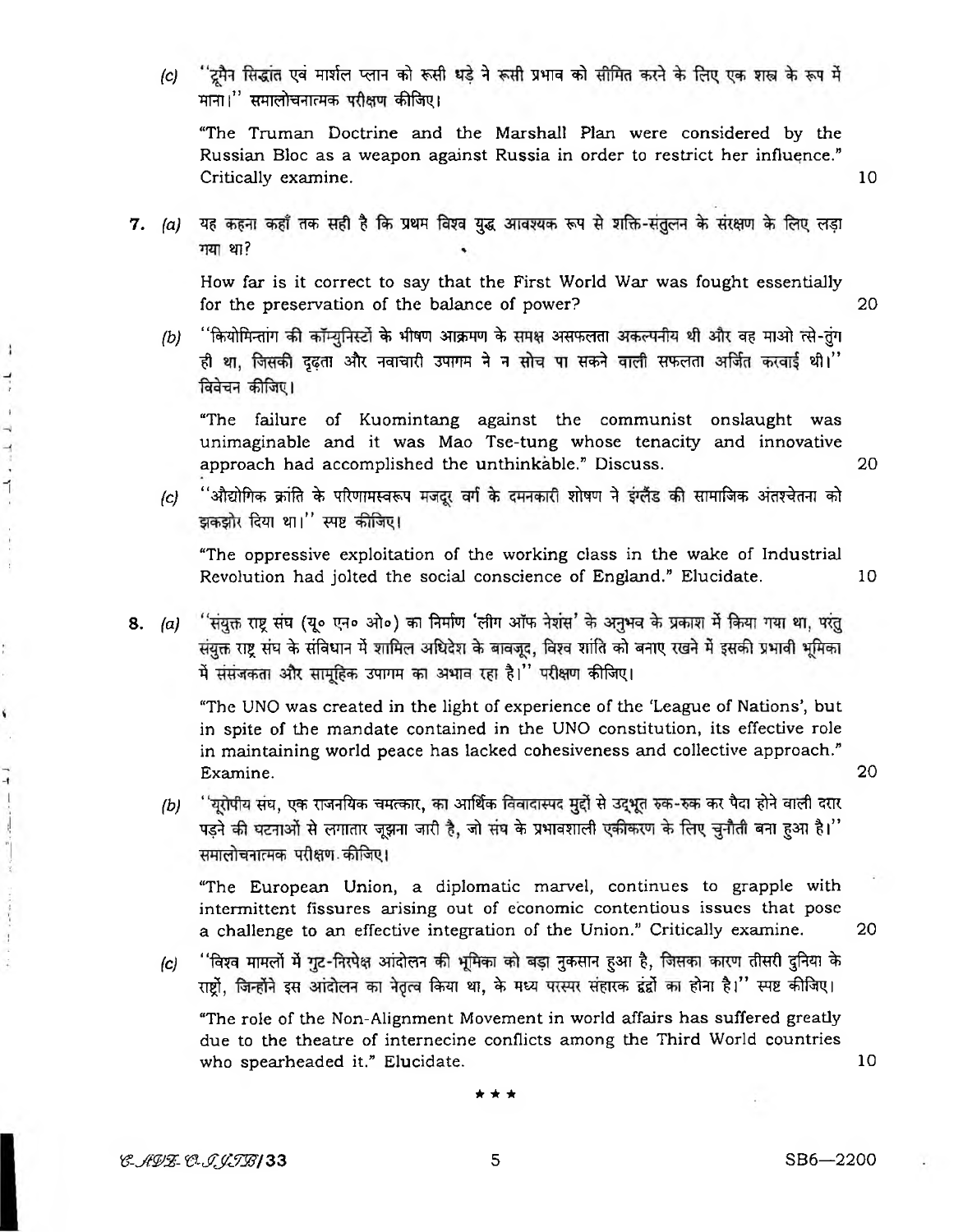(c) "ट्रूमैन सिद्धांत एवं मार्शल प्लान को रूसी धड़े ने रूसी प्रभाव को सीमित करने के लिए एक शस्त्र के रूप में माना।" समालोचनात्मक परीक्षण कीजिए।

"The Truman Doctrine and the Marshall Plan were considered by the Russian Bloc as a weapon against Russia in order to restrict her influence." Critically examine. 10

7. (a) यह कहना कहाँ तक सही है कि प्रथम विश्व युद्ध आवश्यक रूप से शक्ति-संतुलन के संरक्षण के लिए लड़ा गया था?

How far is it correct to say that the First World War was fought essentially for the preservation of the balance of power? 20

(b) "कियोमिन्तांग की कॉम्युनिस्टों के भीषण आक्रमण के समक्ष असफलता अकल्पनीय थी और वह माओ त्से-तुंग ही था, जिसकी दृढ़ता और नवाचारी उपागम ने न सोच पा सकने वाली सफलता अर्जित करवाई थी।" विवेचन कीजिए।

"The failure of Kuomintang against the communist onslaught was unimaginable and it was Mao Tse-tung whose tenacity and innovative approach had accomplished the unthinkable." Discuss. 20

(c) "औद्योगिक क्रांति के परिणामस्वरूप मजदूर वर्ग के दमनकारी शोषण ने इंग्लैंड की सामाजिक अंतश्चेतना को झकझोर दिया था।" स्पष्ट कीजिए।

"The oppressive exploitation of the working class in the wake of Industrial Revolution had jolted the social conscience of England." Elucidate. 10

8. (a) "संयुक्त राष्ट्र संघ (यू० एन० ओ०) का निर्माण 'लीग ऑफ नेशंस' के अनुभव के प्रकाश में किया गया था, परंतु संयुक्त राष्ट्र संघ के संविधान में शामिल अधिदेश के बावजूद, विश्व शांति को बनाए रखने में इसकी प्रभावी भूमिका में संसंजकता और सामूहिक उपागम का अभाव रहा है।" परीक्षण कीजिए।

"The UNO was created in the light of experience of the 'League of Nations', but in spite of the mandate contained in the UNO constitution, its effective role in maintaining world peace has lacked cohesiveness and collective approach." Examine. 20

(b) "यूरोपीय संघ, एक राजनयिक चमत्कार, का आर्थिक विवादास्पद मुद्दों से उद्भूत रुक-रुक कर पैदा होने वाली दरार पड़ने की घटनाओं से लगातार जूझना जारी है, जो संघ के प्रभावशाली एकीकरण के लिए चुनौती बना हुआ है।" समालोचनात्मक परीक्षण कीजिए।

"The European Union, a diplomatic marvel, continues to grapple with intermittent fissures arising out of economic contentious issues that pose a challenge to an effective integration of the Union." Critically examine. 20

(c) "विश्व मामलों में गुट-निरपेक्ष आंदोलन की भूमिका को बड़ा नुकसान हुआ है, जिसका कारण तीसरी दुनिया के राष्ट्रों, जिन्होंने इस आंदोलन का नेतृत्व किया था, के मध्य परस्पर संहारक द्वंद्वों का होना है।" स्पष्ट कीजिए।

"The role of the Non-Alignment Movement in world affairs has suffered greatly due to the theatre of internecine conflicts among the Third World countries who spearheaded it." Elucidate. 10

★★★